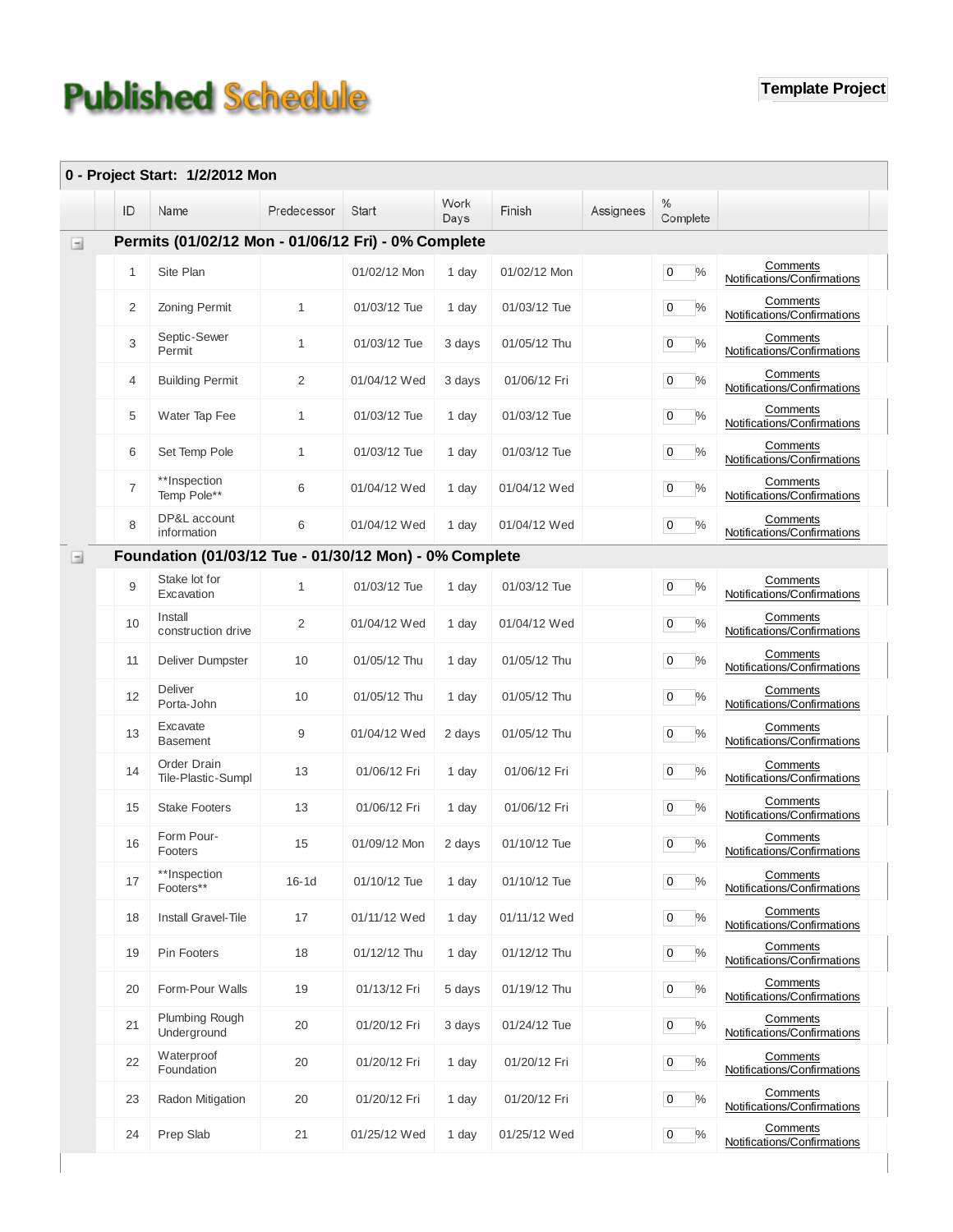# Published Schedule

**Template Project**

**0 - Project Start: 1/2/2012 Mon**

| ID | Name | Predecessor | Start | Work Days | Finish | Assignees | % Complete | |
|---|---|---|---|---|---|---|---|---|
| **Permits (01/02/12 Mon - 01/06/12 Fri) - 0% Complete** | | | | | | | | |
| 1 | Site Plan | | 01/02/12 Mon | 1 day | 01/02/12 Mon | | 0 % | Comments Notifications/Confirmations |
| 2 | Zoning Permit | 1 | 01/03/12 Tue | 1 day | 01/03/12 Tue | | 0 % | Comments Notifications/Confirmations |
| 3 | Septic-Sewer Permit | 1 | 01/03/12 Tue | 3 days | 01/05/12 Thu | | 0 % | Comments Notifications/Confirmations |
| 4 | Building Permit | 2 | 01/04/12 Wed | 3 days | 01/06/12 Fri | | 0 % | Comments Notifications/Confirmations |
| 5 | Water Tap Fee | 1 | 01/03/12 Tue | 1 day | 01/03/12 Tue | | 0 % | Comments Notifications/Confirmations |
| 6 | Set Temp Pole | 1 | 01/03/12 Tue | 1 day | 01/03/12 Tue | | 0 % | Comments Notifications/Confirmations |
| 7 | **Inspection Temp Pole** | 6 | 01/04/12 Wed | 1 day | 01/04/12 Wed | | 0 % | Comments Notifications/Confirmations |
| 8 | DP&L account information | 6 | 01/04/12 Wed | 1 day | 01/04/12 Wed | | 0 % | Comments Notifications/Confirmations |
| **Foundation (01/03/12 Tue - 01/30/12 Mon) - 0% Complete** | | | | | | | | |
| 9 | Stake lot for Excavation | 1 | 01/03/12 Tue | 1 day | 01/03/12 Tue | | 0 % | Comments Notifications/Confirmations |
| 10 | Install construction drive | 2 | 01/04/12 Wed | 1 day | 01/04/12 Wed | | 0 % | Comments Notifications/Confirmations |
| 11 | Deliver Dumpster | 10 | 01/05/12 Thu | 1 day | 01/05/12 Thu | | 0 % | Comments Notifications/Confirmations |
| 12 | Deliver Porta-John | 10 | 01/05/12 Thu | 1 day | 01/05/12 Thu | | 0 % | Comments Notifications/Confirmations |
| 13 | Excavate Basement | 9 | 01/04/12 Wed | 2 days | 01/05/12 Thu | | 0 % | Comments Notifications/Confirmations |
| 14 | Order Drain Tile-Plastic-Sumpl | 13 | 01/06/12 Fri | 1 day | 01/06/12 Fri | | 0 % | Comments Notifications/Confirmations |
| 15 | Stake Footers | 13 | 01/06/12 Fri | 1 day | 01/06/12 Fri | | 0 % | Comments Notifications/Confirmations |
| 16 | Form Pour-Footers | 15 | 01/09/12 Mon | 2 days | 01/10/12 Tue | | 0 % | Comments Notifications/Confirmations |
| 17 | **Inspection Footers** | 16-1d | 01/10/12 Tue | 1 day | 01/10/12 Tue | | 0 % | Comments Notifications/Confirmations |
| 18 | Install Gravel-Tile | 17 | 01/11/12 Wed | 1 day | 01/11/12 Wed | | 0 % | Comments Notifications/Confirmations |
| 19 | Pin Footers | 18 | 01/12/12 Thu | 1 day | 01/12/12 Thu | | 0 % | Comments Notifications/Confirmations |
| 20 | Form-Pour Walls | 19 | 01/13/12 Fri | 5 days | 01/19/12 Thu | | 0 % | Comments Notifications/Confirmations |
| 21 | Plumbing Rough Underground | 20 | 01/20/12 Fri | 3 days | 01/24/12 Tue | | 0 % | Comments Notifications/Confirmations |
| 22 | Waterproof Foundation | 20 | 01/20/12 Fri | 1 day | 01/20/12 Fri | | 0 % | Comments Notifications/Confirmations |
| 23 | Radon Mitigation | 20 | 01/20/12 Fri | 1 day | 01/20/12 Fri | | 0 % | Comments Notifications/Confirmations |
| 24 | Prep Slab | 21 | 01/25/12 Wed | 1 day | 01/25/12 Wed | | 0 % | Comments Notifications/Confirmations |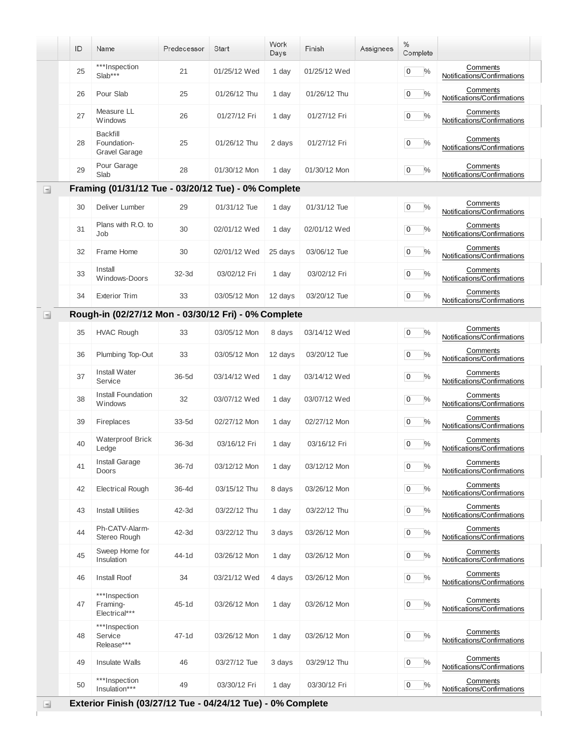| ID | Name | Predecessor | Start | Work Days | Finish | Assignees | % Complete | |
|---|---|---|---|---|---|---|---|---|
| 25 | ***Inspection Slab*** | 21 | 01/25/12 Wed | 1 day | 01/25/12 Wed | | 0 % | Comments Notifications/Confirmations |
| 26 | Pour Slab | 25 | 01/26/12 Thu | 1 day | 01/26/12 Thu | | 0 % | Comments Notifications/Confirmations |
| 27 | Measure LL Windows | 26 | 01/27/12 Fri | 1 day | 01/27/12 Fri | | 0 % | Comments Notifications/Confirmations |
| 28 | Backfill Foundation-Gravel Garage | 25 | 01/26/12 Thu | 2 days | 01/27/12 Fri | | 0 % | Comments Notifications/Confirmations |
| 29 | Pour Garage Slab | 28 | 01/30/12 Mon | 1 day | 01/30/12 Mon | | 0 % | Comments Notifications/Confirmations |
| **Framing (01/31/12 Tue - 03/20/12 Tue) - 0% Complete** | | | | | | | | |
| 30 | Deliver Lumber | 29 | 01/31/12 Tue | 1 day | 01/31/12 Tue | | 0 % | Comments Notifications/Confirmations |
| 31 | Plans with R.O. to Job | 30 | 02/01/12 Wed | 1 day | 02/01/12 Wed | | 0 % | Comments Notifications/Confirmations |
| 32 | Frame Home | 30 | 02/01/12 Wed | 25 days | 03/06/12 Tue | | 0 % | Comments Notifications/Confirmations |
| 33 | Install Windows-Doors | 32-3d | 03/02/12 Fri | 1 day | 03/02/12 Fri | | 0 % | Comments Notifications/Confirmations |
| 34 | Exterior Trim | 33 | 03/05/12 Mon | 12 days | 03/20/12 Tue | | 0 % | Comments Notifications/Confirmations |
| **Rough-in (02/27/12 Mon - 03/30/12 Fri) - 0% Complete** | | | | | | | | |
| 35 | HVAC Rough | 33 | 03/05/12 Mon | 8 days | 03/14/12 Wed | | 0 % | Comments Notifications/Confirmations |
| 36 | Plumbing Top-Out | 33 | 03/05/12 Mon | 12 days | 03/20/12 Tue | | 0 % | Comments Notifications/Confirmations |
| 37 | Install Water Service | 36-5d | 03/14/12 Wed | 1 day | 03/14/12 Wed | | 0 % | Comments Notifications/Confirmations |
| 38 | Install Foundation Windows | 32 | 03/07/12 Wed | 1 day | 03/07/12 Wed | | 0 % | Comments Notifications/Confirmations |
| 39 | Fireplaces | 33-5d | 02/27/12 Mon | 1 day | 02/27/12 Mon | | 0 % | Comments Notifications/Confirmations |
| 40 | Waterproof Brick Ledge | 36-3d | 03/16/12 Fri | 1 day | 03/16/12 Fri | | 0 % | Comments Notifications/Confirmations |
| 41 | Install Garage Doors | 36-7d | 03/12/12 Mon | 1 day | 03/12/12 Mon | | 0 % | Comments Notifications/Confirmations |
| 42 | Electrical Rough | 36-4d | 03/15/12 Thu | 8 days | 03/26/12 Mon | | 0 % | Comments Notifications/Confirmations |
| 43 | Install Utilities | 42-3d | 03/22/12 Thu | 1 day | 03/22/12 Thu | | 0 % | Comments Notifications/Confirmations |
| 44 | Ph-CATV-Alarm-Stereo Rough | 42-3d | 03/22/12 Thu | 3 days | 03/26/12 Mon | | 0 % | Comments Notifications/Confirmations |
| 45 | Sweep Home for Insulation | 44-1d | 03/26/12 Mon | 1 day | 03/26/12 Mon | | 0 % | Comments Notifications/Confirmations |
| 46 | Install Roof | 34 | 03/21/12 Wed | 4 days | 03/26/12 Mon | | 0 % | Comments Notifications/Confirmations |
| 47 | ***Inspection Framing-Electrical*** | 45-1d | 03/26/12 Mon | 1 day | 03/26/12 Mon | | 0 % | Comments Notifications/Confirmations |
| 48 | ***Inspection Service Release*** | 47-1d | 03/26/12 Mon | 1 day | 03/26/12 Mon | | 0 % | Comments Notifications/Confirmations |
| 49 | Insulate Walls | 46 | 03/27/12 Tue | 3 days | 03/29/12 Thu | | 0 % | Comments Notifications/Confirmations |
| 50 | ***Inspection Insulation*** | 49 | 03/30/12 Fri | 1 day | 03/30/12 Fri | | 0 % | Comments Notifications/Confirmations |
| **Exterior Finish (03/27/12 Tue - 04/24/12 Tue) - 0% Complete** | | | | | | | | |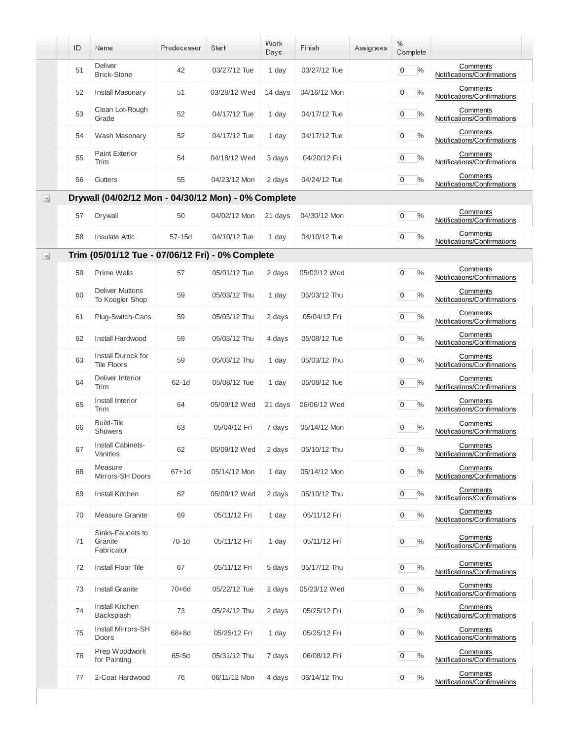| ID | Name | Predecessor | Start | Work Days | Finish | Assignees | % Complete | |
|---|---|---|---|---|---|---|---|---|
| 51 | Deliver Brick-Stone | 42 | 03/27/12 Tue | 1 day | 03/27/12 Tue | | 0 % | Comments Notifications/Confirmations |
| 52 | Install Masonary | 51 | 03/28/12 Wed | 14 days | 04/16/12 Mon | | 0 % | Comments Notifications/Confirmations |
| 53 | Clean Lot-Rough Grade | 52 | 04/17/12 Tue | 1 day | 04/17/12 Tue | | 0 % | Comments Notifications/Confirmations |
| 54 | Wash Masonary | 52 | 04/17/12 Tue | 1 day | 04/17/12 Tue | | 0 % | Comments Notifications/Confirmations |
| 55 | Paint Exterior Trim | 54 | 04/18/12 Wed | 3 days | 04/20/12 Fri | | 0 % | Comments Notifications/Confirmations |
| 56 | Gutters | 55 | 04/23/12 Mon | 2 days | 04/24/12 Tue | | 0 % | Comments Notifications/Confirmations |
| **Drywall (04/02/12 Mon - 04/30/12 Mon) - 0% Complete** | | | | | | | | |
| 57 | Drywall | 50 | 04/02/12 Mon | 21 days | 04/30/12 Mon | | 0 % | Comments Notifications/Confirmations |
| 58 | Insulate Attic | 57-15d | 04/10/12 Tue | 1 day | 04/10/12 Tue | | 0 % | Comments Notifications/Confirmations |
| **Trim (05/01/12 Tue - 07/06/12 Fri) - 0% Complete** | | | | | | | | |
| 59 | Prime Walls | 57 | 05/01/12 Tue | 2 days | 05/02/12 Wed | | 0 % | Comments Notifications/Confirmations |
| 60 | Deliver Muttons To Koogler Shop | 59 | 05/03/12 Thu | 1 day | 05/03/12 Thu | | 0 % | Comments Notifications/Confirmations |
| 61 | Plug-Switch-Cans | 59 | 05/03/12 Thu | 2 days | 05/04/12 Fri | | 0 % | Comments Notifications/Confirmations |
| 62 | Install Hardwood | 59 | 05/03/12 Thu | 4 days | 05/08/12 Tue | | 0 % | Comments Notifications/Confirmations |
| 63 | Install Durock for Tile Floors | 59 | 05/03/12 Thu | 1 day | 05/03/12 Thu | | 0 % | Comments Notifications/Confirmations |
| 64 | Deliver Interior Trim | 62-1d | 05/08/12 Tue | 1 day | 05/08/12 Tue | | 0 % | Comments Notifications/Confirmations |
| 65 | Install Interior Trim | 64 | 05/09/12 Wed | 21 days | 06/06/12 Wed | | 0 % | Comments Notifications/Confirmations |
| 66 | Build-Tile Showers | 63 | 05/04/12 Fri | 7 days | 05/14/12 Mon | | 0 % | Comments Notifications/Confirmations |
| 67 | Install Cabinets-Vanities | 62 | 05/09/12 Wed | 2 days | 05/10/12 Thu | | 0 % | Comments Notifications/Confirmations |
| 68 | Measure Mirrors-SH Doors | 67+1d | 05/14/12 Mon | 1 day | 05/14/12 Mon | | 0 % | Comments Notifications/Confirmations |
| 69 | Install Kitchen | 62 | 05/09/12 Wed | 2 days | 05/10/12 Thu | | 0 % | Comments Notifications/Confirmations |
| 70 | Measure Granite | 69 | 05/11/12 Fri | 1 day | 05/11/12 Fri | | 0 % | Comments Notifications/Confirmations |
| 71 | Sinks-Faucets to Granite Fabricator | 70-1d | 05/11/12 Fri | 1 day | 05/11/12 Fri | | 0 % | Comments Notifications/Confirmations |
| 72 | Install Floor Tile | 67 | 05/11/12 Fri | 5 days | 05/17/12 Thu | | 0 % | Comments Notifications/Confirmations |
| 73 | Install Granite | 70+6d | 05/22/12 Tue | 2 days | 05/23/12 Wed | | 0 % | Comments Notifications/Confirmations |
| 74 | Install Kitchen Backsplash | 73 | 05/24/12 Thu | 2 days | 05/25/12 Fri | | 0 % | Comments Notifications/Confirmations |
| 75 | Install Mirrors-SH Doors | 68+8d | 05/25/12 Fri | 1 day | 05/25/12 Fri | | 0 % | Comments Notifications/Confirmations |
| 76 | Prep Woodwork for Painting | 65-5d | 05/31/12 Thu | 7 days | 06/08/12 Fri | | 0 % | Comments Notifications/Confirmations |
| 77 | 2-Coat Hardwood | 76 | 06/11/12 Mon | 4 days | 06/14/12 Thu | | 0 % | Comments Notifications/Confirmations |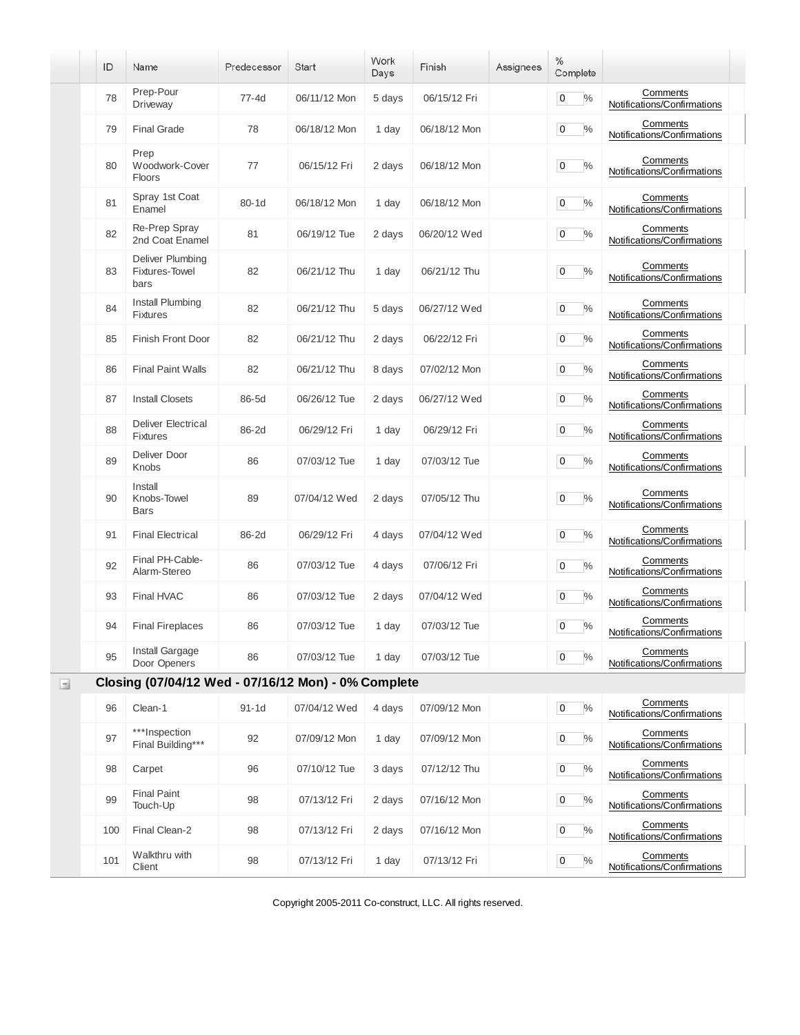| ID | Name | Predecessor | Start | Work Days | Finish | Assignees | % Complete | |
|---|---|---|---|---|---|---|---|---|
| 78 | Prep-Pour Driveway | 77-4d | 06/11/12 Mon | 5 days | 06/15/12 Fri | | 0 % | Comments Notifications/Confirmations |
| 79 | Final Grade | 78 | 06/18/12 Mon | 1 day | 06/18/12 Mon | | 0 % | Comments Notifications/Confirmations |
| 80 | Prep Woodwork-Cover Floors | 77 | 06/15/12 Fri | 2 days | 06/18/12 Mon | | 0 % | Comments Notifications/Confirmations |
| 81 | Spray 1st Coat Enamel | 80-1d | 06/18/12 Mon | 1 day | 06/18/12 Mon | | 0 % | Comments Notifications/Confirmations |
| 82 | Re-Prep Spray 2nd Coat Enamel | 81 | 06/19/12 Tue | 2 days | 06/20/12 Wed | | 0 % | Comments Notifications/Confirmations |
| 83 | Deliver Plumbing Fixtures-Towel bars | 82 | 06/21/12 Thu | 1 day | 06/21/12 Thu | | 0 % | Comments Notifications/Confirmations |
| 84 | Install Plumbing Fixtures | 82 | 06/21/12 Thu | 5 days | 06/27/12 Wed | | 0 % | Comments Notifications/Confirmations |
| 85 | Finish Front Door | 82 | 06/21/12 Thu | 2 days | 06/22/12 Fri | | 0 % | Comments Notifications/Confirmations |
| 86 | Final Paint Walls | 82 | 06/21/12 Thu | 8 days | 07/02/12 Mon | | 0 % | Comments Notifications/Confirmations |
| 87 | Install Closets | 86-5d | 06/26/12 Tue | 2 days | 06/27/12 Wed | | 0 % | Comments Notifications/Confirmations |
| 88 | Deliver Electrical Fixtures | 86-2d | 06/29/12 Fri | 1 day | 06/29/12 Fri | | 0 % | Comments Notifications/Confirmations |
| 89 | Deliver Door Knobs | 86 | 07/03/12 Tue | 1 day | 07/03/12 Tue | | 0 % | Comments Notifications/Confirmations |
| 90 | Install Knobs-Towel Bars | 89 | 07/04/12 Wed | 2 days | 07/05/12 Thu | | 0 % | Comments Notifications/Confirmations |
| 91 | Final Electrical | 86-2d | 06/29/12 Fri | 4 days | 07/04/12 Wed | | 0 % | Comments Notifications/Confirmations |
| 92 | Final PH-Cable-Alarm-Stereo | 86 | 07/03/12 Tue | 4 days | 07/06/12 Fri | | 0 % | Comments Notifications/Confirmations |
| 93 | Final HVAC | 86 | 07/03/12 Tue | 2 days | 07/04/12 Wed | | 0 % | Comments Notifications/Confirmations |
| 94 | Final Fireplaces | 86 | 07/03/12 Tue | 1 day | 07/03/12 Tue | | 0 % | Comments Notifications/Confirmations |
| 95 | Install Gargage Door Openers | 86 | 07/03/12 Tue | 1 day | 07/03/12 Tue | | 0 % | Comments Notifications/Confirmations |
| **Closing (07/04/12 Wed - 07/16/12 Mon) - 0% Complete** | | | | | | | | |
| 96 | Clean-1 | 91-1d | 07/04/12 Wed | 4 days | 07/09/12 Mon | | 0 % | Comments Notifications/Confirmations |
| 97 | ***Inspection Final Building*** | 92 | 07/09/12 Mon | 1 day | 07/09/12 Mon | | 0 % | Comments Notifications/Confirmations |
| 98 | Carpet | 96 | 07/10/12 Tue | 3 days | 07/12/12 Thu | | 0 % | Comments Notifications/Confirmations |
| 99 | Final Paint Touch-Up | 98 | 07/13/12 Fri | 2 days | 07/16/12 Mon | | 0 % | Comments Notifications/Confirmations |
| 100 | Final Clean-2 | 98 | 07/13/12 Fri | 2 days | 07/16/12 Mon | | 0 % | Comments Notifications/Confirmations |
| 101 | Walkthru with Client | 98 | 07/13/12 Fri | 1 day | 07/13/12 Fri | | 0 % | Comments Notifications/Confirmations |

Copyright 2005-2011 Co-construct, LLC. All rights reserved.